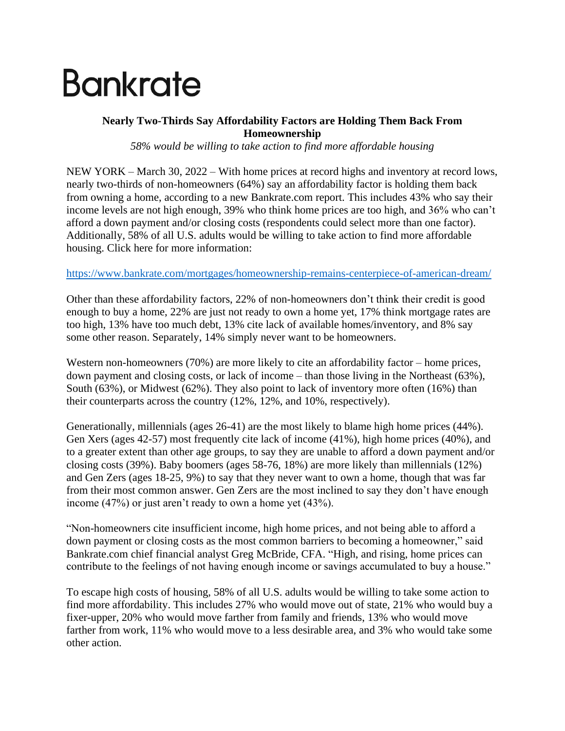# Bankrate

**Nearly Two-Thirds Say Affordability Factors are Holding Them Back From Homeownership**

*58% would be willing to take action to find more affordable housing*

NEW YORK – March 30, 2022 – With home prices at record highs and inventory at record lows, nearly two-thirds of non-homeowners (64%) say an affordability factor is holding them back from owning a home, according to a new Bankrate.com report. This includes 43% who say their income levels are not high enough, 39% who think home prices are too high, and 36% who can't afford a down payment and/or closing costs (respondents could select more than one factor). Additionally, 58% of all U.S. adults would be willing to take action to find more affordable housing. Click here for more information:

https://www.bankrate.com/mortgages/homeownership-remains-centerpiece-of-american-dream/

Other than these affordability factors, 22% of non-homeowners don't think their credit is good enough to buy a home, 22% are just not ready to own a home yet, 17% think mortgage rates are too high, 13% have too much debt, 13% cite lack of available homes/inventory, and 8% say some other reason. Separately, 14% simply never want to be homeowners.

Western non-homeowners (70%) are more likely to cite an affordability factor – home prices, down payment and closing costs, or lack of income – than those living in the Northeast (63%), South (63%), or Midwest (62%). They also point to lack of inventory more often (16%) than their counterparts across the country (12%, 12%, and 10%, respectively).

Generationally, millennials (ages 26-41) are the most likely to blame high home prices (44%). Gen Xers (ages 42-57) most frequently cite lack of income (41%), high home prices (40%), and to a greater extent than other age groups, to say they are unable to afford a down payment and/or closing costs (39%). Baby boomers (ages 58-76, 18%) are more likely than millennials (12%) and Gen Zers (ages 18-25, 9%) to say that they never want to own a home, though that was far from their most common answer. Gen Zers are the most inclined to say they don't have enough income (47%) or just aren't ready to own a home yet (43%).

"Non-homeowners cite insufficient income, high home prices, and not being able to afford a down payment or closing costs as the most common barriers to becoming a homeowner," said Bankrate.com chief financial analyst Greg McBride, CFA. "High, and rising, home prices can contribute to the feelings of not having enough income or savings accumulated to buy a house."

To escape high costs of housing, 58% of all U.S. adults would be willing to take some action to find more affordability. This includes 27% who would move out of state, 21% who would buy a fixer-upper, 20% who would move farther from family and friends, 13% who would move farther from work, 11% who would move to a less desirable area, and 3% who would take some other action.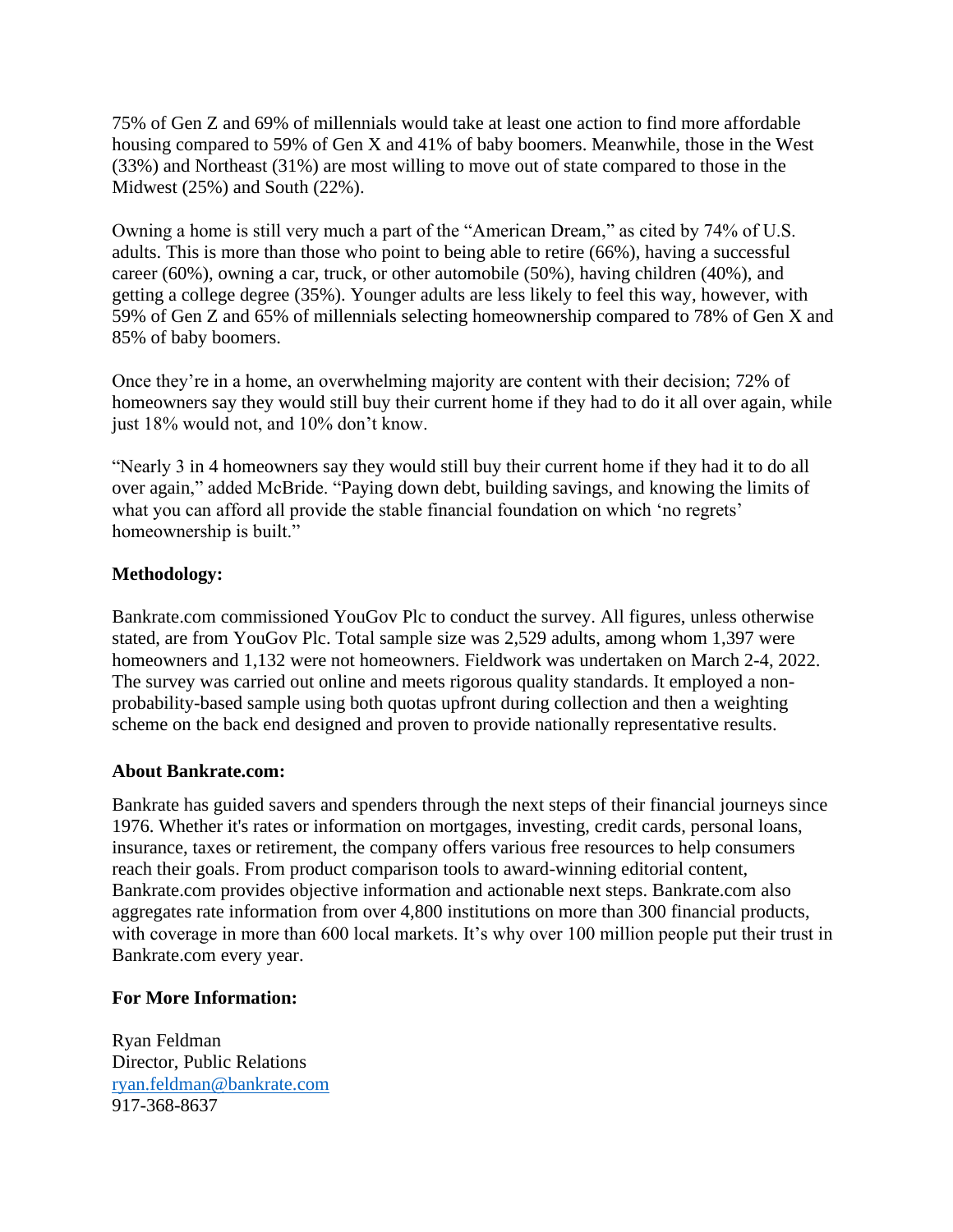75% of Gen Z and 69% of millennials would take at least one action to find more affordable housing compared to 59% of Gen X and 41% of baby boomers. Meanwhile, those in the West (33%) and Northeast (31%) are most willing to move out of state compared to those in the Midwest (25%) and South (22%).

Owning a home is still very much a part of the "American Dream," as cited by 74% of U.S. adults. This is more than those who point to being able to retire (66%), having a successful career (60%), owning a car, truck, or other automobile (50%), having children (40%), and getting a college degree (35%). Younger adults are less likely to feel this way, however, with 59% of Gen Z and 65% of millennials selecting homeownership compared to 78% of Gen X and 85% of baby boomers.

Once they're in a home, an overwhelming majority are content with their decision; 72% of homeowners say they would still buy their current home if they had to do it all over again, while just 18% would not, and 10% don't know.

"Nearly 3 in 4 homeowners say they would still buy their current home if they had it to do all over again," added McBride. "Paying down debt, building savings, and knowing the limits of what you can afford all provide the stable financial foundation on which 'no regrets' homeownership is built."

**Methodology:**

Bankrate.com commissioned YouGov Plc to conduct the survey. All figures, unless otherwise stated, are from YouGov Plc. Total sample size was 2,529 adults, among whom 1,397 were homeowners and 1,132 were not homeowners. Fieldwork was undertaken on March 2-4, 2022. The survey was carried out online and meets rigorous quality standards. It employed a non-probability-based sample using both quotas upfront during collection and then a weighting scheme on the back end designed and proven to provide nationally representative results.

**About Bankrate.com:**

Bankrate has guided savers and spenders through the next steps of their financial journeys since 1976. Whether it's rates or information on mortgages, investing, credit cards, personal loans, insurance, taxes or retirement, the company offers various free resources to help consumers reach their goals. From product comparison tools to award-winning editorial content, Bankrate.com provides objective information and actionable next steps. Bankrate.com also aggregates rate information from over 4,800 institutions on more than 300 financial products, with coverage in more than 600 local markets. It's why over 100 million people put their trust in Bankrate.com every year.

**For More Information:**

Ryan Feldman
Director, Public Relations
ryan.feldman@bankrate.com
917-368-8637